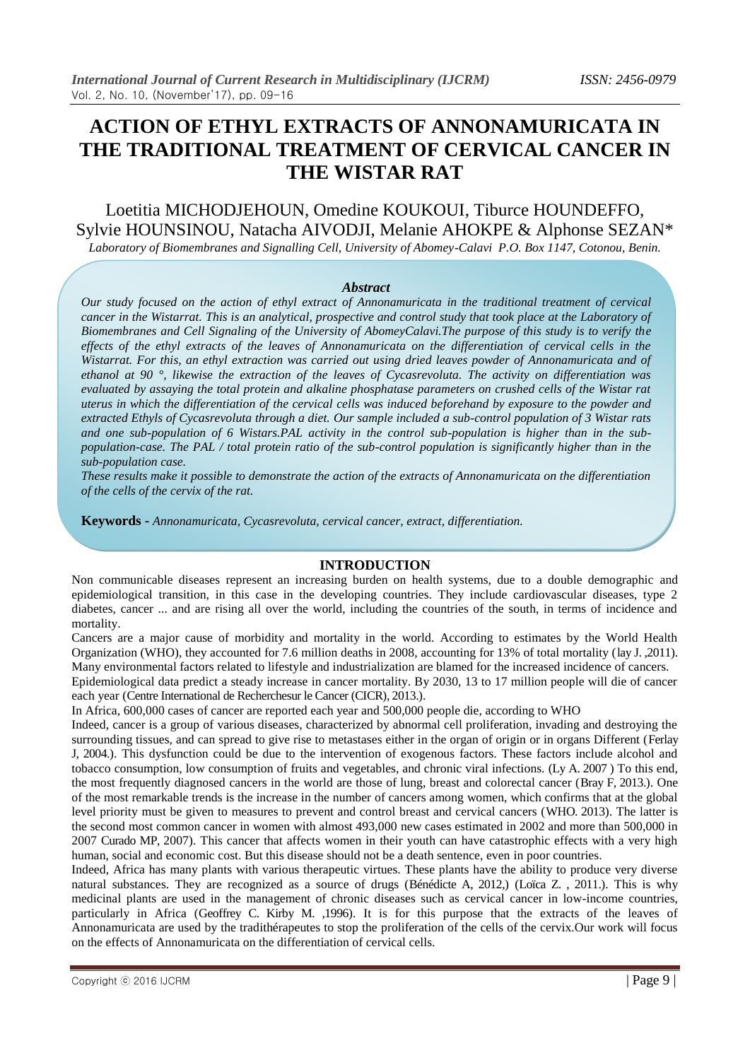# ACTION OF ETHYL EXTRACTS OF ANNONAMURICATA IN THE TRADITIONAL TREATMENT OF CERVICAL CANCER IN THE WISTAR RAT

Loetitia MICHODJEHOUN, Omedine KOUKOUI, Tiburce HOUNDEFFO, Sylvie HOUNSINOU, Natacha AIVODJI, Melanie AHOKPE & Alphonse SEZAN*

*Laboratory of Biomembranes and Signalling Cell, University of Abomey-Calavi P.O. Box 1147, Cotonou, Benin.*

### *Abstract*

*Our study focused on the action of ethyl extract of Annonamuricata in the traditional treatment of cervical cancer in the Wistarrat. This is an analytical, prospective and control study that took place at the Laboratory of Biomembranes and Cell Signaling of the University of AbomeyCalavi.The purpose of this study is to verify the effects of the ethyl extracts of the leaves of Annonamuricata on the differentiation of cervical cells in the Wistarrat. For this, an ethyl extraction was carried out using dried leaves powder of Annonamuricata and of ethanol at 90 °, likewise the extraction of the leaves of Cycasrevoluta. The activity on differentiation was evaluated by assaying the total protein and alkaline phosphatase parameters on crushed cells of the Wistar rat uterus in which the differentiation of the cervical cells was induced beforehand by exposure to the powder and extracted Ethyls of Cycasrevoluta through a diet. Our sample included a sub-control population of 3 Wistar rats and one sub-population of 6 Wistars.PAL activity in the control sub-population is higher than in the sub-population-case. The PAL / total protein ratio of the sub-control population is significantly higher than in the sub-population case.*

*These results make it possible to demonstrate the action of the extracts of Annonamuricata on the differentiation of the cells of the cervix of the rat.*

**Keywords -** *Annonamuricata, Cycasrevoluta, cervical cancer, extract, differentiation.*

## INTRODUCTION

Non communicable diseases represent an increasing burden on health systems, due to a double demographic and epidemiological transition, in this case in the developing countries. They include cardiovascular diseases, type 2 diabetes, cancer ... and are rising all over the world, including the countries of the south, in terms of incidence and mortality.

Cancers are a major cause of morbidity and mortality in the world. According to estimates by the World Health Organization (WHO), they accounted for 7.6 million deaths in 2008, accounting for 13% of total mortality (lay J. ,2011). Many environmental factors related to lifestyle and industrialization are blamed for the increased incidence of cancers.

Epidemiological data predict a steady increase in cancer mortality. By 2030, 13 to 17 million people will die of cancer each year (Centre International de Recherchesur le Cancer (CICR), 2013.).

In Africa, 600,000 cases of cancer are reported each year and 500,000 people die, according to WHO

Indeed, cancer is a group of various diseases, characterized by abnormal cell proliferation, invading and destroying the surrounding tissues, and can spread to give rise to metastases either in the organ of origin or in organs Different (Ferlay J, 2004.). This dysfunction could be due to the intervention of exogenous factors. These factors include alcohol and tobacco consumption, low consumption of fruits and vegetables, and chronic viral infections. (Ly A. 2007 ) To this end, the most frequently diagnosed cancers in the world are those of lung, breast and colorectal cancer (Bray F, 2013.). One of the most remarkable trends is the increase in the number of cancers among women, which confirms that at the global level priority must be given to measures to prevent and control breast and cervical cancers (WHO. 2013). The latter is the second most common cancer in women with almost 493,000 new cases estimated in 2002 and more than 500,000 in 2007 Curado MP, 2007). This cancer that affects women in their youth can have catastrophic effects with a very high human, social and economic cost. But this disease should not be a death sentence, even in poor countries.

Indeed, Africa has many plants with various therapeutic virtues. These plants have the ability to produce very diverse natural substances. They are recognized as a source of drugs (Bénédicte A, 2012,) (Loïca Z. , 2011.). This is why medicinal plants are used in the management of chronic diseases such as cervical cancer in low-income countries, particularly in Africa (Geoffrey C. Kirby M. ,1996). It is for this purpose that the extracts of the leaves of Annonamuricata are used by the tradithérapeutes to stop the proliferation of the cells of the cervix.Our work will focus on the effects of Annonamuricata on the differentiation of cervical cells.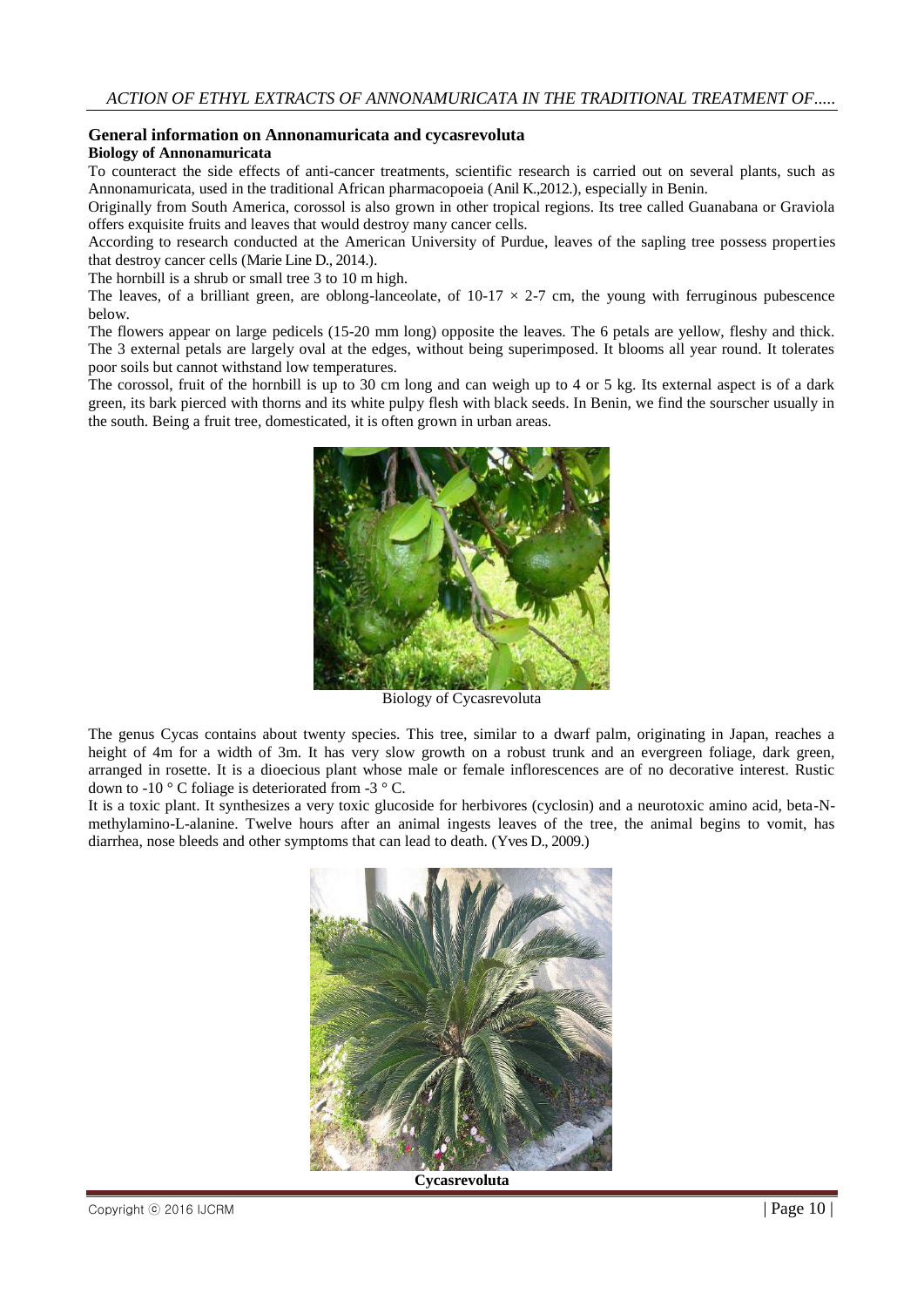## General information on Annonamuricata and cycasrevoluta

### Biology of Annonamuricata

To counteract the side effects of anti-cancer treatments, scientific research is carried out on several plants, such as Annonamuricata, used in the traditional African pharmacopoeia (Anil K.,2012.), especially in Benin.

Originally from South America, corossol is also grown in other tropical regions. Its tree called Guanabana or Graviola offers exquisite fruits and leaves that would destroy many cancer cells.

According to research conducted at the American University of Purdue, leaves of the sapling tree possess properties that destroy cancer cells (Marie Line D., 2014.).

The hornbill is a shrub or small tree 3 to 10 m high.

The leaves, of a brilliant green, are oblong-lanceolate, of 10-17 × 2-7 cm, the young with ferruginous pubescence below.

The flowers appear on large pedicels (15-20 mm long) opposite the leaves. The 6 petals are yellow, fleshy and thick. The 3 external petals are largely oval at the edges, without being superimposed. It blooms all year round. It tolerates poor soils but cannot withstand low temperatures.

The corossol, fruit of the hornbill is up to 30 cm long and can weigh up to 4 or 5 kg. Its external aspect is of a dark green, its bark pierced with thorns and its white pulpy flesh with black seeds. In Benin, we find the sourscher usually in the south. Being a fruit tree, domesticated, it is often grown in urban areas.

Biology of Cycasrevoluta

The genus Cycas contains about twenty species. This tree, similar to a dwarf palm, originating in Japan, reaches a height of 4m for a width of 3m. It has very slow growth on a robust trunk and an evergreen foliage, dark green, arranged in rosette. It is a dioecious plant whose male or female inflorescences are of no decorative interest. Rustic down to -10 ° C foliage is deteriorated from -3 ° C.

It is a toxic plant. It synthesizes a very toxic glucoside for herbivores (cyclosin) and a neurotoxic amino acid, beta-N-methylamino-L-alanine. Twelve hours after an animal ingests leaves of the tree, the animal begins to vomit, has diarrhea, nose bleeds and other symptoms that can lead to death. (Yves D., 2009.)

**Cycasrevoluta**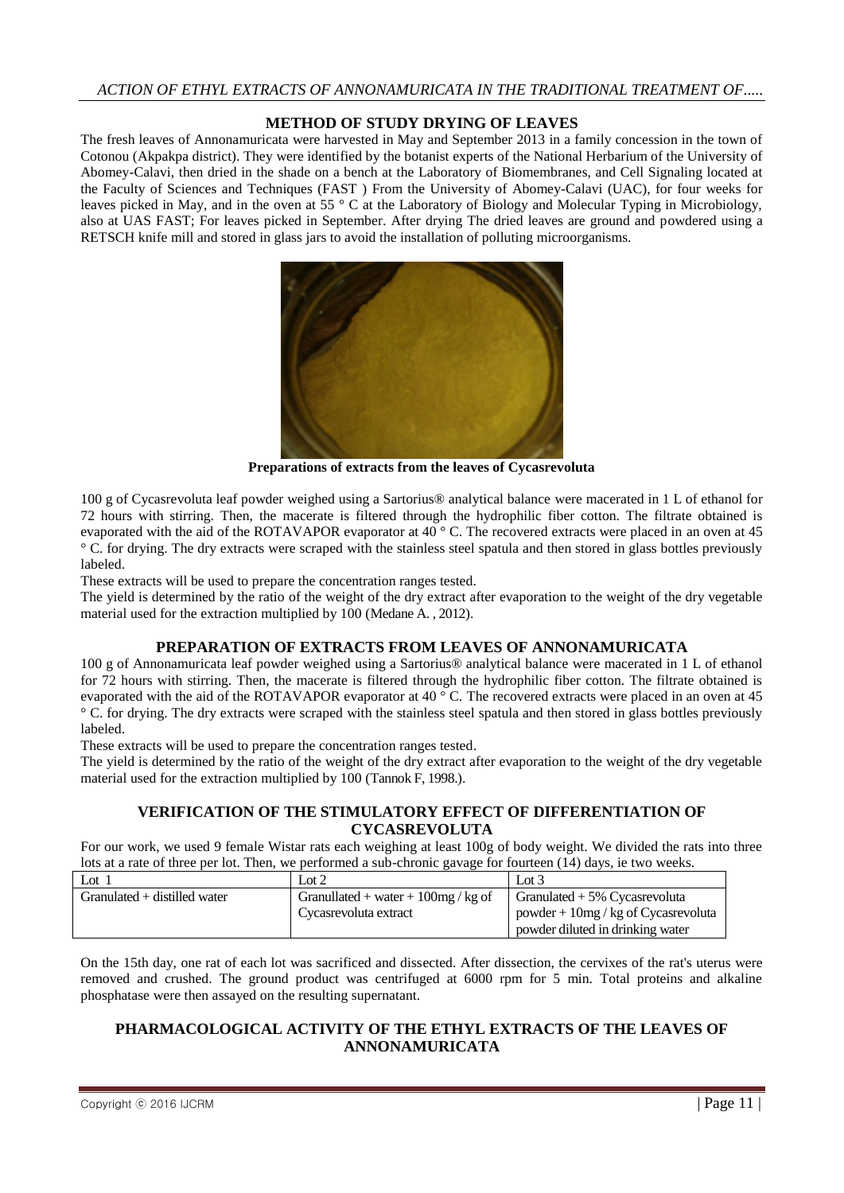## METHOD OF STUDY DRYING OF LEAVES

The fresh leaves of Annonamuricata were harvested in May and September 2013 in a family concession in the town of Cotonou (Akpakpa district). They were identified by the botanist experts of the National Herbarium of the University of Abomey-Calavi, then dried in the shade on a bench at the Laboratory of Biomembranes, and Cell Signaling located at the Faculty of Sciences and Techniques (FAST ) From the University of Abomey-Calavi (UAC), for four weeks for leaves picked in May, and in the oven at 55 ° C at the Laboratory of Biology and Molecular Typing in Microbiology, also at UAS FAST; For leaves picked in September. After drying The dried leaves are ground and powdered using a RETSCH knife mill and stored in glass jars to avoid the installation of polluting microorganisms.

## Preparations of extracts from the leaves of Cycasrevoluta

100 g of Cycasrevoluta leaf powder weighed using a Sartorius® analytical balance were macerated in 1 L of ethanol for 72 hours with stirring. Then, the macerate is filtered through the hydrophilic fiber cotton. The filtrate obtained is evaporated with the aid of the ROTAVAPOR evaporator at 40 ° C. The recovered extracts were placed in an oven at 45 ° C. for drying. The dry extracts were scraped with the stainless steel spatula and then stored in glass bottles previously labeled.

These extracts will be used to prepare the concentration ranges tested.

The yield is determined by the ratio of the weight of the dry extract after evaporation to the weight of the dry vegetable material used for the extraction multiplied by 100 (Medane A. , 2012).

## PREPARATION OF EXTRACTS FROM LEAVES OF ANNONAMURICATA

100 g of Annonamuricata leaf powder weighed using a Sartorius® analytical balance were macerated in 1 L of ethanol for 72 hours with stirring. Then, the macerate is filtered through the hydrophilic fiber cotton. The filtrate obtained is evaporated with the aid of the ROTAVAPOR evaporator at 40 ° C. The recovered extracts were placed in an oven at 45 ° C. for drying. The dry extracts were scraped with the stainless steel spatula and then stored in glass bottles previously labeled.

These extracts will be used to prepare the concentration ranges tested.

The yield is determined by the ratio of the weight of the dry extract after evaporation to the weight of the dry vegetable material used for the extraction multiplied by 100 (Tannok F, 1998.).

## VERIFICATION OF THE STIMULATORY EFFECT OF DIFFERENTIATION OF CYCASREVOLUTA

For our work, we used 9 female Wistar rats each weighing at least 100g of body weight. We divided the rats into three lots at a rate of three per lot. Then, we performed a sub-chronic gavage for fourteen (14) days, ie two weeks.

| Lot 1 | Lot 2 | Lot 3 |
|---|---|---|
| Granulated + distilled water | Granullated + water + 100mg / kg of Cycasrevoluta extract | Granulated + 5% Cycasrevoluta powder + 10mg / kg of Cycasrevoluta powder diluted in drinking water |

On the 15th day, one rat of each lot was sacrificed and dissected. After dissection, the cervixes of the rat's uterus were removed and crushed. The ground product was centrifuged at 6000 rpm for 5 min. Total proteins and alkaline phosphatase were then assayed on the resulting supernatant.

## PHARMACOLOGICAL ACTIVITY OF THE ETHYL EXTRACTS OF THE LEAVES OF ANNONAMURICATA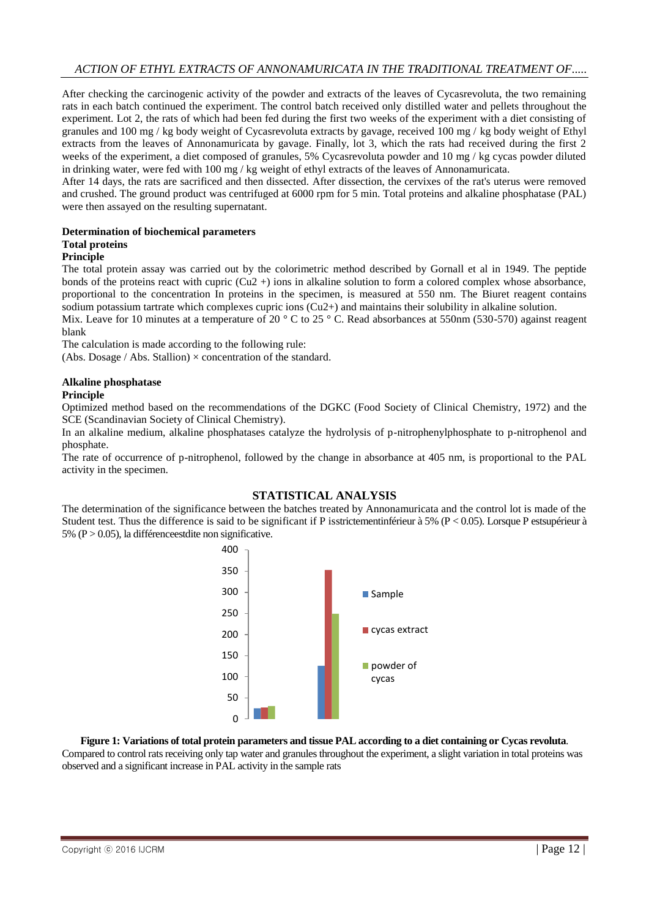After checking the carcinogenic activity of the powder and extracts of the leaves of Cycasrevoluta, the two remaining rats in each batch continued the experiment. The control batch received only distilled water and pellets throughout the experiment. Lot 2, the rats of which had been fed during the first two weeks of the experiment with a diet consisting of granules and 100 mg / kg body weight of Cycasrevoluta extracts by gavage, received 100 mg / kg body weight of Ethyl extracts from the leaves of Annonamuricata by gavage. Finally, lot 3, which the rats had received during the first 2 weeks of the experiment, a diet composed of granules, 5% Cycasrevoluta powder and 10 mg / kg cycas powder diluted in drinking water, were fed with 100 mg / kg weight of ethyl extracts of the leaves of Annonamuricata.

After 14 days, the rats are sacrificed and then dissected. After dissection, the cervixes of the rat's uterus were removed and crushed. The ground product was centrifuged at 6000 rpm for 5 min. Total proteins and alkaline phosphatase (PAL) were then assayed on the resulting supernatant.

**Determination of biochemical parameters**

**Total proteins**

**Principle**

The total protein assay was carried out by the colorimetric method described by Gornall et al in 1949. The peptide bonds of the proteins react with cupric ($Cu2^{+}$) ions in alkaline solution to form a colored complex whose absorbance, proportional to the concentration In proteins in the specimen, is measured at 550 nm. The Biuret reagent contains sodium potassium tartrate which complexes cupric ions ($Cu2^{+}$) and maintains their solubility in alkaline solution.

Mix. Leave for 10 minutes at a temperature of 20 ° C to 25 ° C. Read absorbances at 550nm (530-570) against reagent blank

The calculation is made according to the following rule:

(Abs. Dosage / Abs. Stallion) × concentration of the standard.

**Alkaline phosphatase**

**Principle**

Optimized method based on the recommendations of the DGKC (Food Society of Clinical Chemistry, 1972) and the SCE (Scandinavian Society of Clinical Chemistry).

In an alkaline medium, alkaline phosphatases catalyze the hydrolysis of p-nitrophenylphosphate to p-nitrophenol and phosphate.

The rate of occurrence of p-nitrophenol, followed by the change in absorbance at 405 nm, is proportional to the PAL activity in the specimen.

## STATISTICAL ANALYSIS

The determination of the significance between the batches treated by Annonamuricata and the control lot is made of the Student test. Thus the difference is said to be significant if P isstrictementinférieur à 5% ($P < 0.05$). Lorsque P estsupérieur à 5% ($P > 0.05$), la différenceestdite non significative.

**Figure 1: Variations of total protein parameters and tissue PAL according to a diet containing or Cycas revoluta.** Compared to control rats receiving only tap water and granules throughout the experiment, a slight variation in total proteins was observed and a significant increase in PAL activity in the sample rats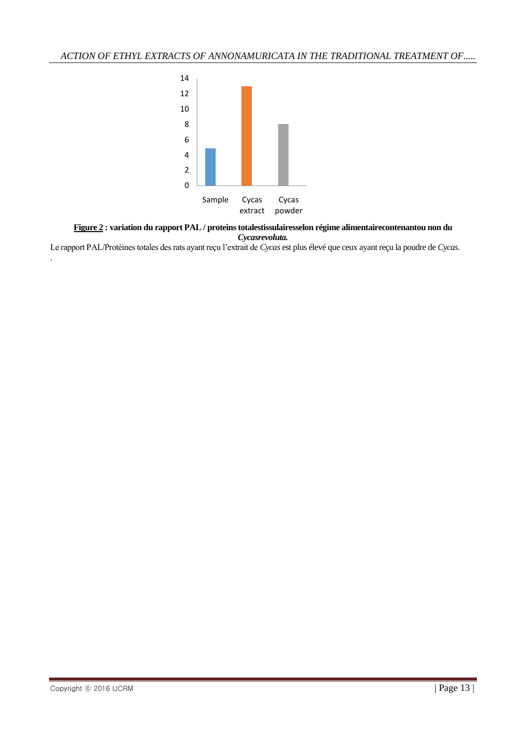**Figure 2 : variation du rapport PAL / proteins totalestissulairesselon régime alimentairecontenantou non du *Cycasrevoluta.***

Le rapport PAL/Protéines totales des rats ayant reçu l'extrait de *Cycas* est plus élevé que ceux ayant reçu la poudre de *Cycas*.

.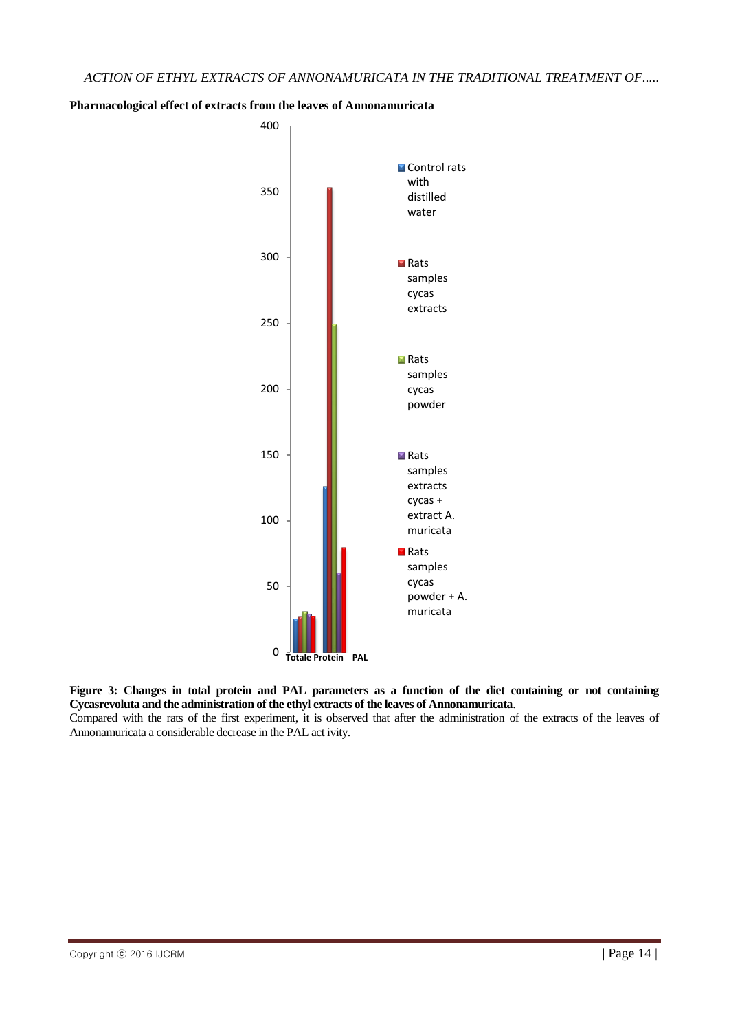**Pharmacological effect of extracts from the leaves of Annonamuricata**

**Figure 3: Changes in total protein and PAL parameters as a function of the diet containing or not containing Cycasrevoluta and the administration of the ethyl extracts of the leaves of Annonamuricata**.

Compared with the rats of the first experiment, it is observed that after the administration of the extracts of the leaves of Annonamuricata a considerable decrease in the PAL act ivity.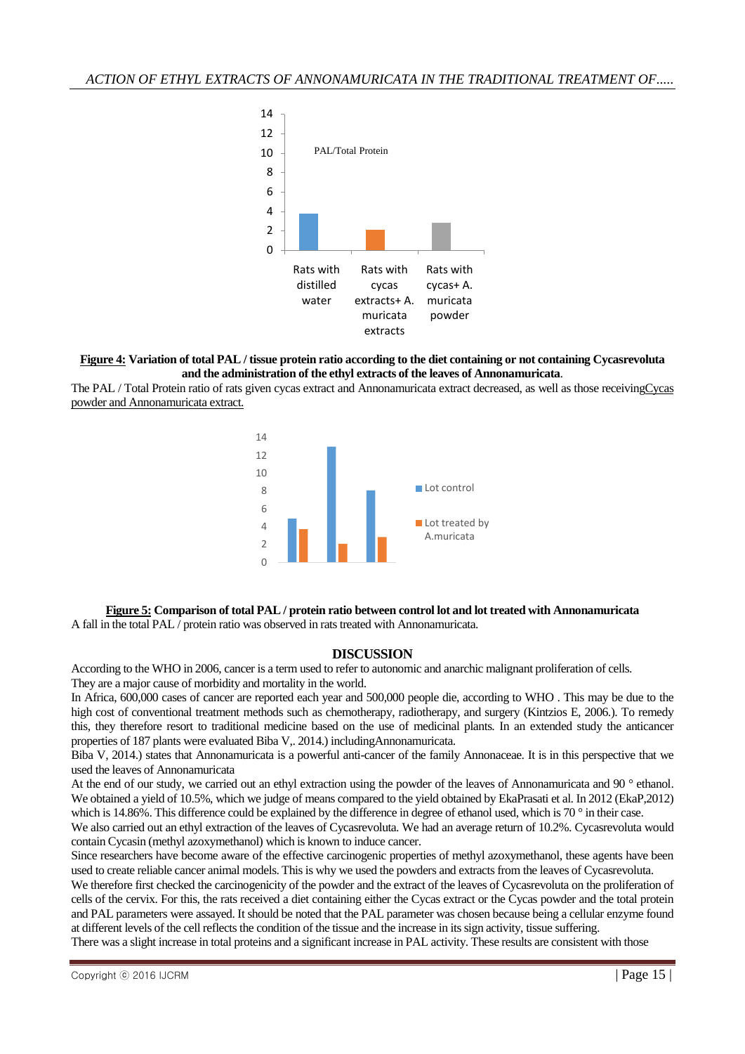**Figure 4:** **Variation of total PAL / tissue protein ratio according to the diet containing or not containing Cycasrevoluta and the administration of the ethyl extracts of the leaves of Annonamuricata**.

The PAL / Total Protein ratio of rats given cycas extract and Annonamuricata extract decreased, as well as those receiving Cycas powder and Annonamuricata extract.

**Figure 5:** **Comparison of total PAL / protein ratio between control lot and lot treated with Annonamuricata**

A fall in the total PAL / protein ratio was observed in rats treated with Annonamuricata.

## DISCUSSION

According to the WHO in 2006, cancer is a term used to refer to autonomic and anarchic malignant proliferation of cells. They are a major cause of morbidity and mortality in the world.

In Africa, 600,000 cases of cancer are reported each year and 500,000 people die, according to WHO . This may be due to the high cost of conventional treatment methods such as chemotherapy, radiotherapy, and surgery (Kintzios E, 2006.). To remedy this, they therefore resort to traditional medicine based on the use of medicinal plants. In an extended study the anticancer properties of 187 plants were evaluated Biba V,. 2014.) includingAnnonamuricata.

Biba V, 2014.) states that Annonamuricata is a powerful anti-cancer of the family Annonaceae. It is in this perspective that we used the leaves of Annonamuricata

At the end of our study, we carried out an ethyl extraction using the powder of the leaves of Annonamuricata and 90 ° ethanol. We obtained a yield of 10.5%, which we judge of means compared to the yield obtained by EkaPrasati et al. In 2012 (EkaP,2012) which is 14.86%. This difference could be explained by the difference in degree of ethanol used, which is 70 ° in their case.

We also carried out an ethyl extraction of the leaves of Cycasrevoluta. We had an average return of 10.2%. Cycasrevoluta would contain Cycasin (methyl azoxymethanol) which is known to induce cancer.

Since researchers have become aware of the effective carcinogenic properties of methyl azoxymethanol, these agents have been used to create reliable cancer animal models. This is why we used the powders and extracts from the leaves of Cycasrevoluta.

We therefore first checked the carcinogenicity of the powder and the extract of the leaves of Cycasrevoluta on the proliferation of cells of the cervix. For this, the rats received a diet containing either the Cycas extract or the Cycas powder and the total protein and PAL parameters were assayed. It should be noted that the PAL parameter was chosen because being a cellular enzyme found at different levels of the cell reflects the condition of the tissue and the increase in its sign activity, tissue suffering.

There was a slight increase in total proteins and a significant increase in PAL activity. These results are consistent with those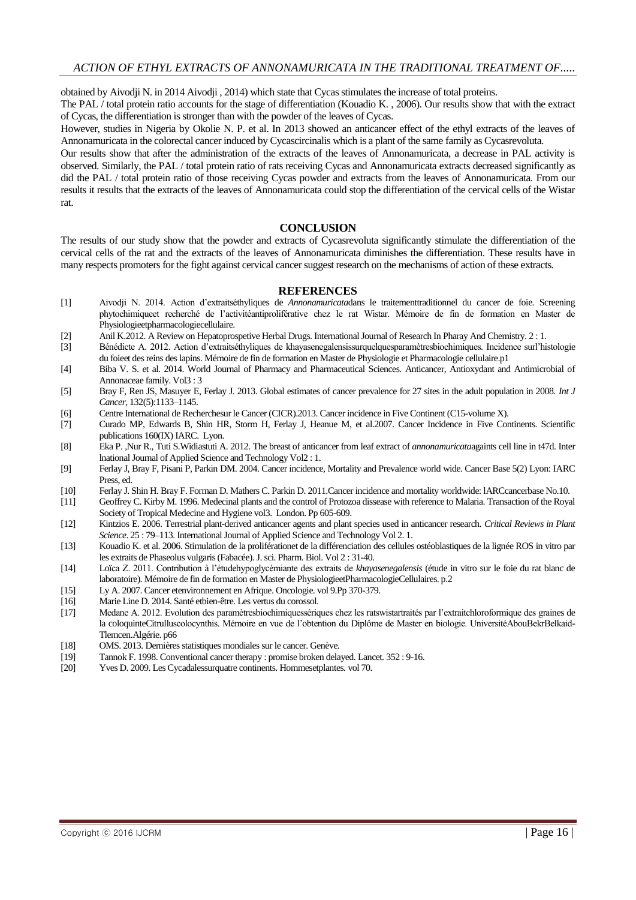obtained by Aivodji N. in 2014 Aivodji , 2014) which state that Cycas stimulates the increase of total proteins.

The PAL / total protein ratio accounts for the stage of differentiation (Kouadio K. , 2006). Our results show that with the extract of Cycas, the differentiation is stronger than with the powder of the leaves of Cycas.

However, studies in Nigeria by Okolie N. P. et al. In 2013 showed an anticancer effect of the ethyl extracts of the leaves of Annonamuricata in the colorectal cancer induced by Cycascircinalis which is a plant of the same family as Cycasrevoluta.

Our results show that after the administration of the extracts of the leaves of Annonamuricata, a decrease in PAL activity is observed. Similarly, the PAL / total protein ratio of rats receiving Cycas and Annonamuricata extracts decreased significantly as did the PAL / total protein ratio of those receiving Cycas powder and extracts from the leaves of Annonamuricata. From our results it results that the extracts of the leaves of Annonamuricata could stop the differentiation of the cervical cells of the Wistar rat.

## CONCLUSION

The results of our study show that the powder and extracts of Cycasrevoluta significantly stimulate the differentiation of the cervical cells of the rat and the extracts of the leaves of Annonamuricata diminishes the differentiation. These results have in many respects promoters for the fight against cervical cancer suggest research on the mechanisms of action of these extracts.

## REFERENCES

[1] Aivodji N. 2014. Action d'extraitséthyliques de *Annonamuricata*dans le traitementtraditionnel du cancer de foie. Screening phytochimiqueet recherché de l'activitéantiproliférative chez le rat Wistar. Mémoire de fin de formation en Master de Physiologieetpharmacologiecellulaire.

[2] Anil K.2012. A Review on Hepatoprospetive Herbal Drugs. International Journal of Research In Pharay And Chemistry. 2 : 1.

[3] Bénédicte A. 2012. Action d'extraitséthyliques de khayasenegalensissurquelquesparamètresbiochimiques. Incidence surl'histologie du foieet des reins des lapins. Mémoire de fin de formation en Master de Physiologie et Pharmacologie cellulaire.p1

[4] Biba V. S. et al. 2014. World Journal of Pharmacy and Pharmaceutical Sciences. Anticancer, Antioxydant and Antimicrobial of Annonaceae family. Vol3 : 3

[5] Bray F, Ren JS, Masuyer E, Ferlay J. 2013. Global estimates of cancer prevalence for 27 sites in the adult population in 2008. *Int J Cancer*, 132(5):1133–1145.

[6] Centre International de Recherchesur le Cancer (CICR).2013. Cancer incidence in Five Continent (C15-volume X).

[7] Curado MP, Edwards B, Shin HR, Storm H, Ferlay J, Heanue M, et al.2007. Cancer Incidence in Five Continents. Scientific publications 160(IX) IARC. Lyon.

[8] Eka P. ,Nur R., Tuti S.Widiastuti A. 2012. The breast of anticancer from leaf extract of *annonamuricata*againts cell line in t47d. Inter lnational Journal of Applied Science and Technology Vol2 : 1.

[9] Ferlay J, Bray F, Pisani P, Parkin DM. 2004. Cancer incidence, Mortality and Prevalence world wide. Cancer Base 5(2) Lyon: IARC Press, ed.

[10] Ferlay J. Shin H. Bray F. Forman D. Mathers C. Parkin D. 2011.Cancer incidence and mortality worldwide: lARCcancerbase No.10.

[11] Geoffrey C. Kirby M. 1996. Medecinal plants and the control of Protozoa dissease with reference to Malaria. Transaction of the Royal Society of Tropical Medecine and Hygiene vol3. London. Pp 605-609.

[12] Kintzios E. 2006. Terrestrial plant-derived anticancer agents and plant species used in anticancer research. *Critical Reviews in Plant Science*. 25 : 79–113. International Journal of Applied Science and Technology Vol 2. 1.

[13] Kouadio K. et al. 2006. Stimulation de la prolifération et de la différenciation des cellules ostéoblastiques de la lignée ROS in vitro par les extraits de Phaseolus vulgaris (Fabacée). J. sci. Pharm. Biol. Vol 2 : 31-40.

[14] Loïca Z. 2011. Contribution à l'étudehypoglycémiante des extraits de *khayasenegalensis* (étude in vitro sur le foie du rat blanc de laboratoire). Mémoire de fin de formation en Master de PhysiologieetPharmacologieCellulaires. p.2

[15] Ly A. 2007. Cancer etenvironnement en Afrique. Oncologie. vol 9.Pp 370-379.

[16] Marie Line D. 2014. Santé etbien-être. Les vertus du corossol.

[17] Medane A. 2012. Evolution des paramètresbiochimiquessériques chez les ratswistartraités par l'extraitchloroformique des graines de la coloquinteCitrulluscolocynthis. Mémoire en vue de l'obtention du Diplôme de Master en biologie. UniversitéAbouBekrBelkaid-Tlemcen.Algérie. p66

[18] OMS. 2013. Dernières statistiques mondiales sur le cancer. Genève.

[19] Tannok F. 1998. Conventional cancer therapy : promise broken delayed. Lancet. 352 : 9-16.

[20] Yves D. 2009. Les Cycadalessurquatre continents. Hommesetplantes. vol 70.